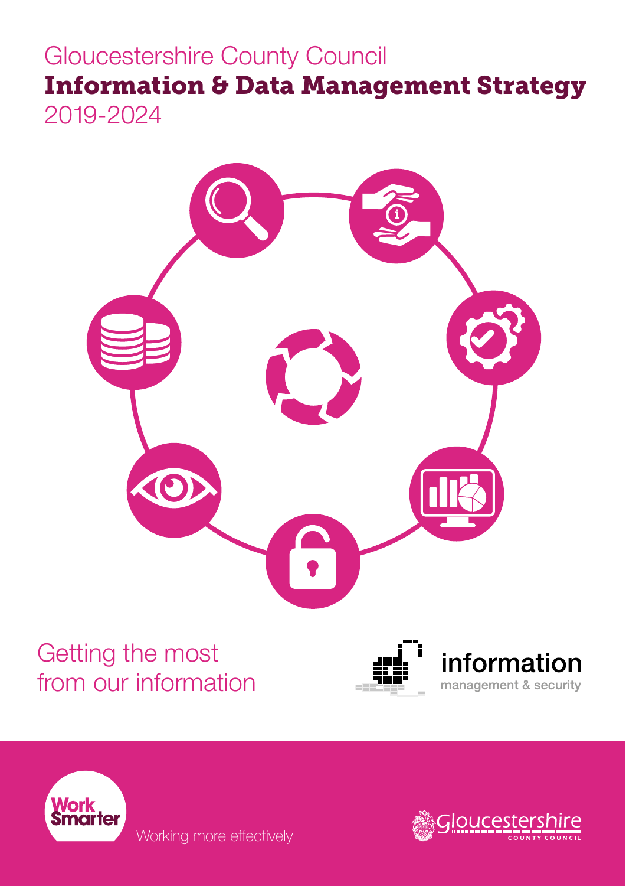Gloucestershire County Council

# Information & Data Management Strategy

2019-2024

Getting the most from our information

information
management & security

Work Smarter
Working more effectively

Gloucestershire
COUNTY COUNCIL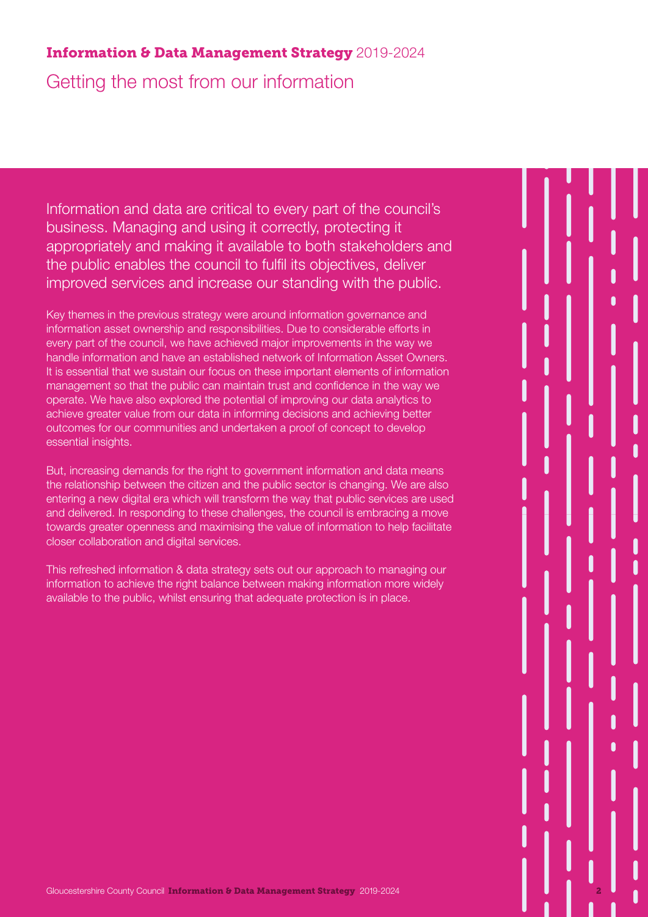# Information & Data Management Strategy 2019-2024

## Getting the most from our information

Information and data are critical to every part of the council's business. Managing and using it correctly, protecting it appropriately and making it available to both stakeholders and the public enables the council to fulfil its objectives, deliver improved services and increase our standing with the public.

Key themes in the previous strategy were around information governance and information asset ownership and responsibilities. Due to considerable efforts in every part of the council, we have achieved major improvements in the way we handle information and have an established network of Information Asset Owners. It is essential that we sustain our focus on these important elements of information management so that the public can maintain trust and confidence in the way we operate. We have also explored the potential of improving our data analytics to achieve greater value from our data in informing decisions and achieving better outcomes for our communities and undertaken a proof of concept to develop essential insights.

But, increasing demands for the right to government information and data means the relationship between the citizen and the public sector is changing. We are also entering a new digital era which will transform the way that public services are used and delivered. In responding to these challenges, the council is embracing a move towards greater openness and maximising the value of information to help facilitate closer collaboration and digital services.

This refreshed information & data strategy sets out our approach to managing our information to achieve the right balance between making information more widely available to the public, whilst ensuring that adequate protection is in place.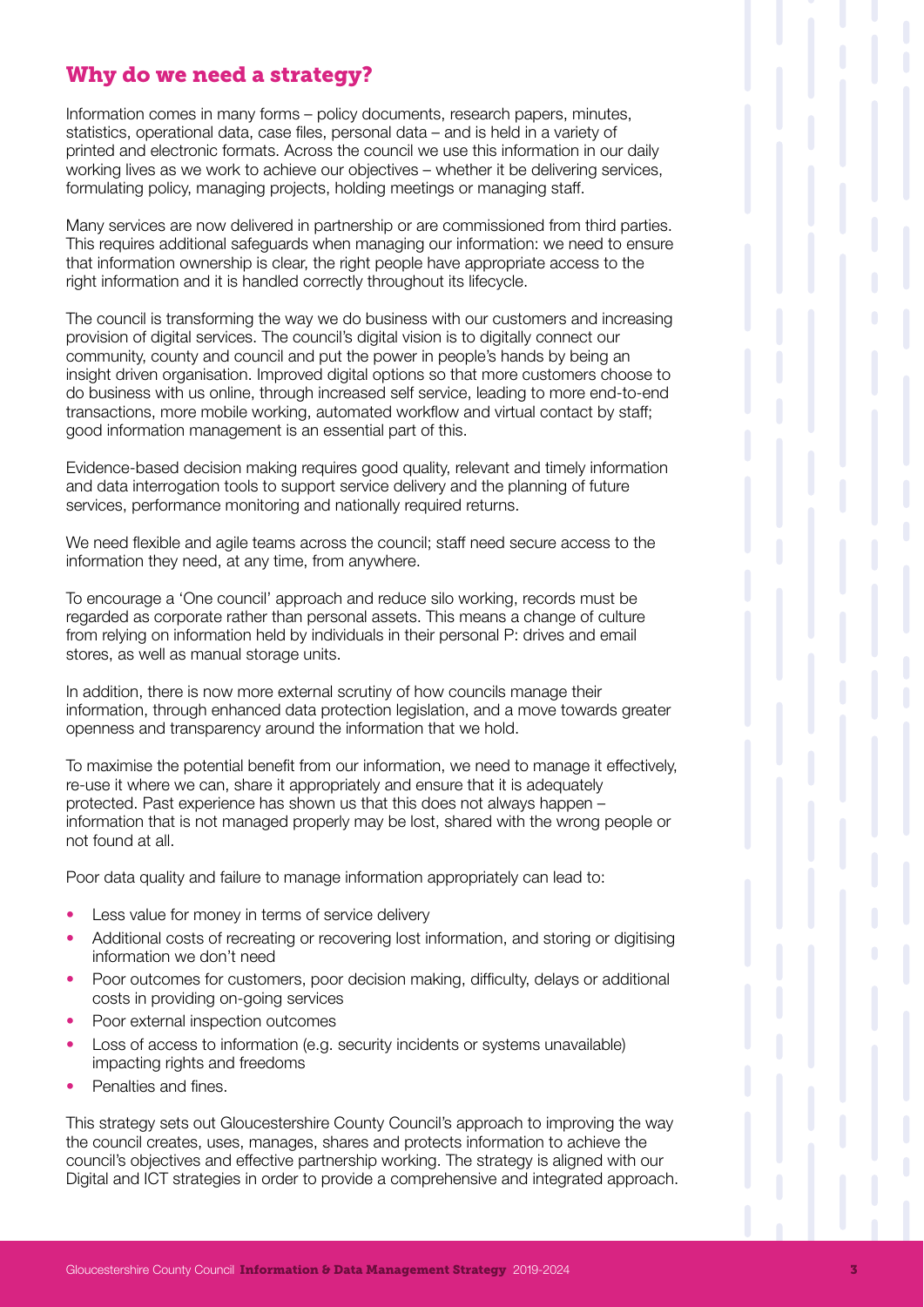## Why do we need a strategy?

Information comes in many forms – policy documents, research papers, minutes, statistics, operational data, case files, personal data – and is held in a variety of printed and electronic formats. Across the council we use this information in our daily working lives as we work to achieve our objectives – whether it be delivering services, formulating policy, managing projects, holding meetings or managing staff.

Many services are now delivered in partnership or are commissioned from third parties. This requires additional safeguards when managing our information: we need to ensure that information ownership is clear, the right people have appropriate access to the right information and it is handled correctly throughout its lifecycle.

The council is transforming the way we do business with our customers and increasing provision of digital services. The council's digital vision is to digitally connect our community, county and council and put the power in people's hands by being an insight driven organisation. Improved digital options so that more customers choose to do business with us online, through increased self service, leading to more end-to-end transactions, more mobile working, automated workflow and virtual contact by staff; good information management is an essential part of this.

Evidence-based decision making requires good quality, relevant and timely information and data interrogation tools to support service delivery and the planning of future services, performance monitoring and nationally required returns.

We need flexible and agile teams across the council; staff need secure access to the information they need, at any time, from anywhere.

To encourage a 'One council' approach and reduce silo working, records must be regarded as corporate rather than personal assets. This means a change of culture from relying on information held by individuals in their personal P: drives and email stores, as well as manual storage units.

In addition, there is now more external scrutiny of how councils manage their information, through enhanced data protection legislation, and a move towards greater openness and transparency around the information that we hold.

To maximise the potential benefit from our information, we need to manage it effectively, re-use it where we can, share it appropriately and ensure that it is adequately protected. Past experience has shown us that this does not always happen – information that is not managed properly may be lost, shared with the wrong people or not found at all.

Poor data quality and failure to manage information appropriately can lead to:

- Less value for money in terms of service delivery
- Additional costs of recreating or recovering lost information, and storing or digitising information we don't need
- Poor outcomes for customers, poor decision making, difficulty, delays or additional costs in providing on-going services
- Poor external inspection outcomes
- Loss of access to information (e.g. security incidents or systems unavailable) impacting rights and freedoms
- Penalties and fines.

This strategy sets out Gloucestershire County Council's approach to improving the way the council creates, uses, manages, shares and protects information to achieve the council's objectives and effective partnership working. The strategy is aligned with our Digital and ICT strategies in order to provide a comprehensive and integrated approach.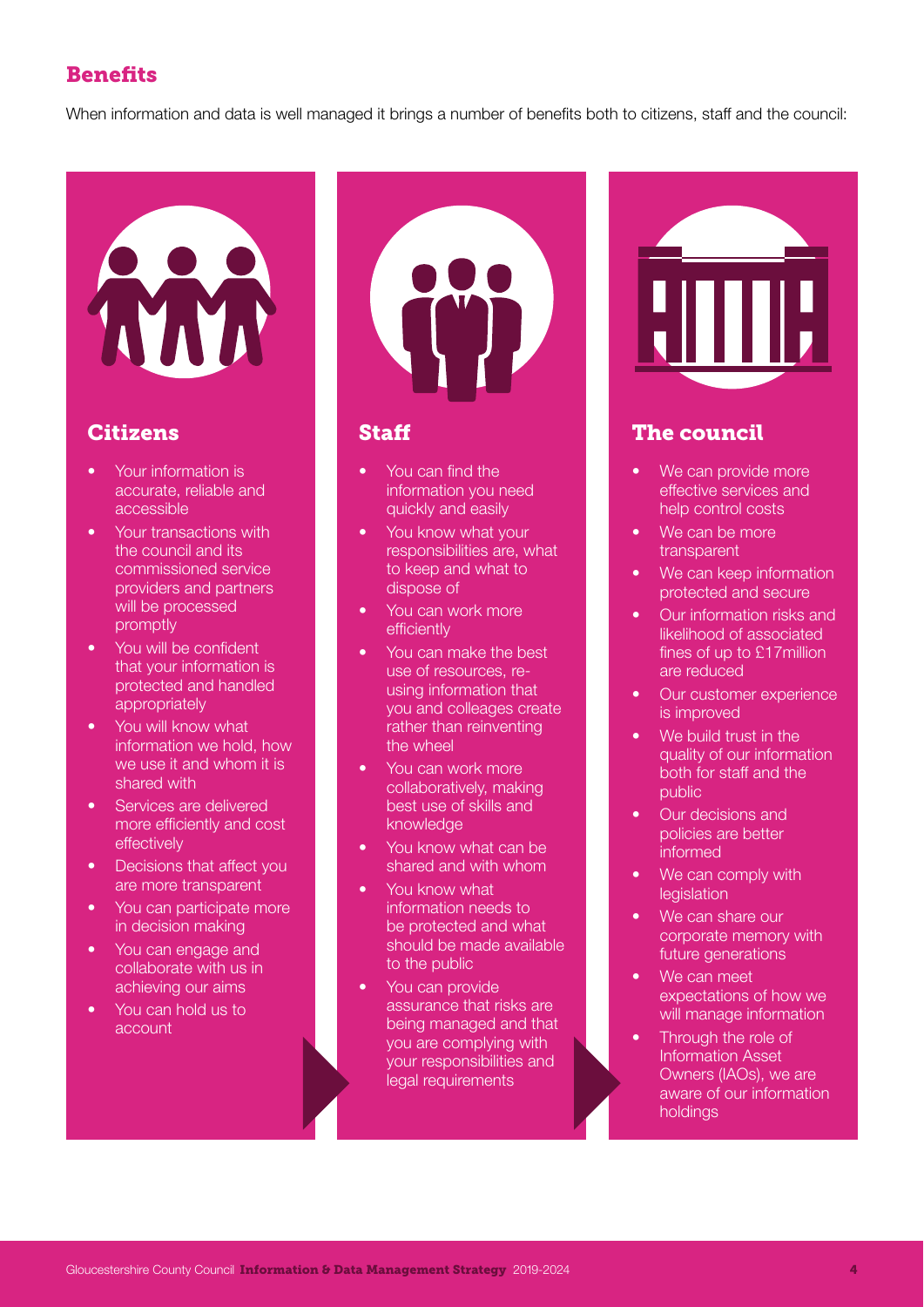## Benefits

When information and data is well managed it brings a number of benefits both to citizens, staff and the council:

### Citizens

- Your information is accurate, reliable and accessible
- Your transactions with the council and its commissioned service providers and partners will be processed promptly
- You will be confident that your information is protected and handled appropriately
- You will know what information we hold, how we use it and whom it is shared with
- Services are delivered more efficiently and cost effectively
- Decisions that affect you are more transparent
- You can participate more in decision making
- You can engage and collaborate with us in achieving our aims
- You can hold us to account

### Staff

- You can find the information you need quickly and easily
- You know what your responsibilities are, what to keep and what to dispose of
- You can work more efficiently
- You can make the best use of resources, re-using information that you and colleagues create rather than reinventing the wheel
- You can work more collaboratively, making best use of skills and knowledge
- You know what can be shared and with whom
- You know what information needs to be protected and what should be made available to the public
- You can provide assurance that risks are being managed and that you are complying with your responsibilities and legal requirements

### The council

- We can provide more effective services and help control costs
- We can be more transparent
- We can keep information protected and secure
- Our information risks and likelihood of associated fines of up to £17million are reduced
- Our customer experience is improved
- We build trust in the quality of our information both for staff and the public
- Our decisions and policies are better informed
- We can comply with legislation
- We can share our corporate memory with future generations
- We can meet expectations of how we will manage information
- Through the role of Information Asset Owners (IAOs), we are aware of our information holdings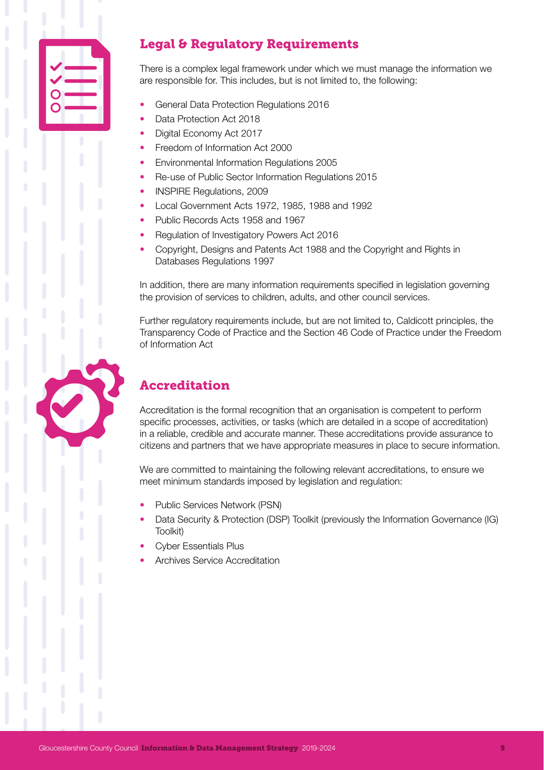## Legal & Regulatory Requirements

There is a complex legal framework under which we must manage the information we are responsible for. This includes, but is not limited to, the following:

- General Data Protection Regulations 2016
- Data Protection Act 2018
- Digital Economy Act 2017
- Freedom of Information Act 2000
- Environmental Information Regulations 2005
- Re-use of Public Sector Information Regulations 2015
- INSPIRE Regulations, 2009
- Local Government Acts 1972, 1985, 1988 and 1992
- Public Records Acts 1958 and 1967
- Regulation of Investigatory Powers Act 2016
- Copyright, Designs and Patents Act 1988 and the Copyright and Rights in Databases Regulations 1997

In addition, there are many information requirements specified in legislation governing the provision of services to children, adults, and other council services.

Further regulatory requirements include, but are not limited to, Caldicott principles, the Transparency Code of Practice and the Section 46 Code of Practice under the Freedom of Information Act

## Accreditation

Accreditation is the formal recognition that an organisation is competent to perform specific processes, activities, or tasks (which are detailed in a scope of accreditation) in a reliable, credible and accurate manner. These accreditations provide assurance to citizens and partners that we have appropriate measures in place to secure information.

We are committed to maintaining the following relevant accreditations, to ensure we meet minimum standards imposed by legislation and regulation:

- Public Services Network (PSN)
- Data Security & Protection (DSP) Toolkit (previously the Information Governance (IG) Toolkit)
- Cyber Essentials Plus
- Archives Service Accreditation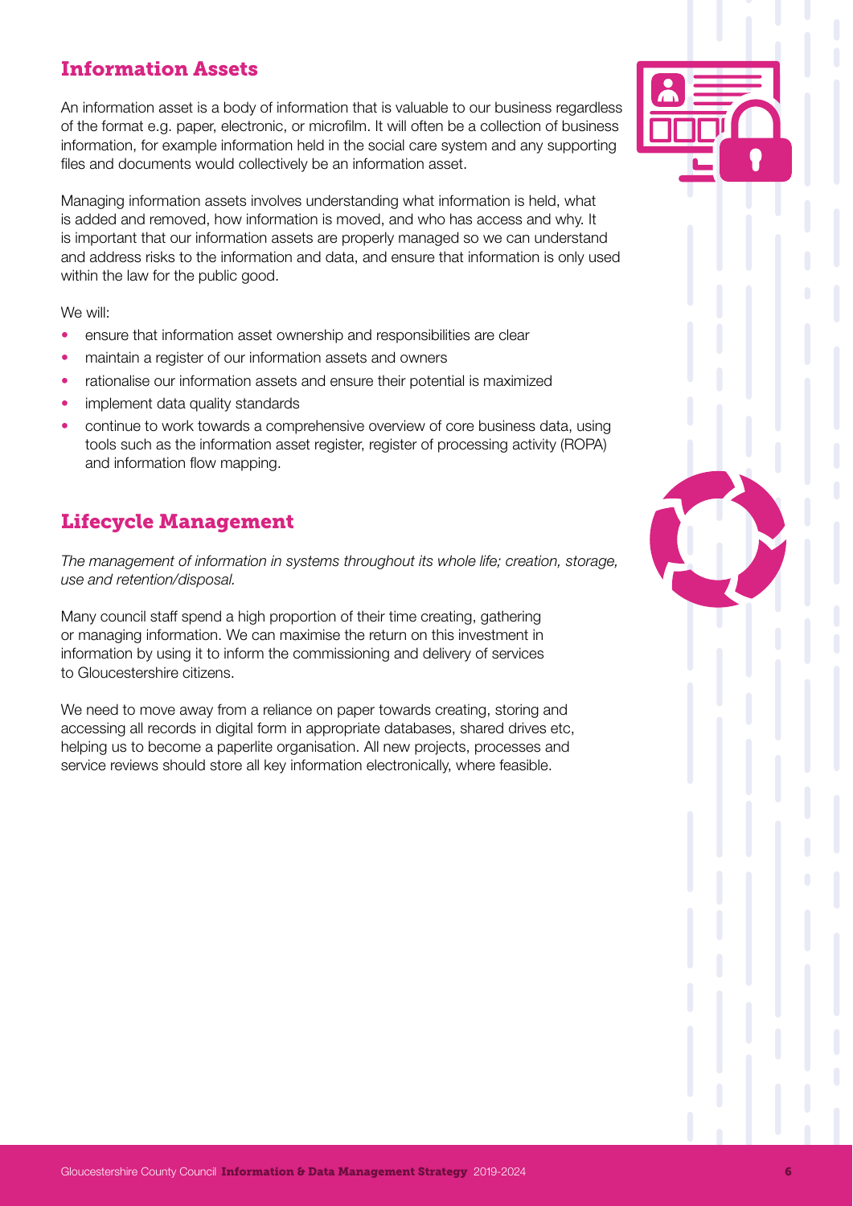## Information Assets

An information asset is a body of information that is valuable to our business regardless of the format e.g. paper, electronic, or microfilm. It will often be a collection of business information, for example information held in the social care system and any supporting files and documents would collectively be an information asset.

Managing information assets involves understanding what information is held, what is added and removed, how information is moved, and who has access and why. It is important that our information assets are properly managed so we can understand and address risks to the information and data, and ensure that information is only used within the law for the public good.

We will:

- ensure that information asset ownership and responsibilities are clear
- maintain a register of our information assets and owners
- rationalise our information assets and ensure their potential is maximized
- implement data quality standards
- continue to work towards a comprehensive overview of core business data, using tools such as the information asset register, register of processing activity (ROPA) and information flow mapping.

## Lifecycle Management

*The management of information in systems throughout its whole life; creation, storage, use and retention/disposal.*

Many council staff spend a high proportion of their time creating, gathering or managing information. We can maximise the return on this investment in information by using it to inform the commissioning and delivery of services to Gloucestershire citizens.

We need to move away from a reliance on paper towards creating, storing and accessing all records in digital form in appropriate databases, shared drives etc, helping us to become a paperlite organisation. All new projects, processes and service reviews should store all key information electronically, where feasible.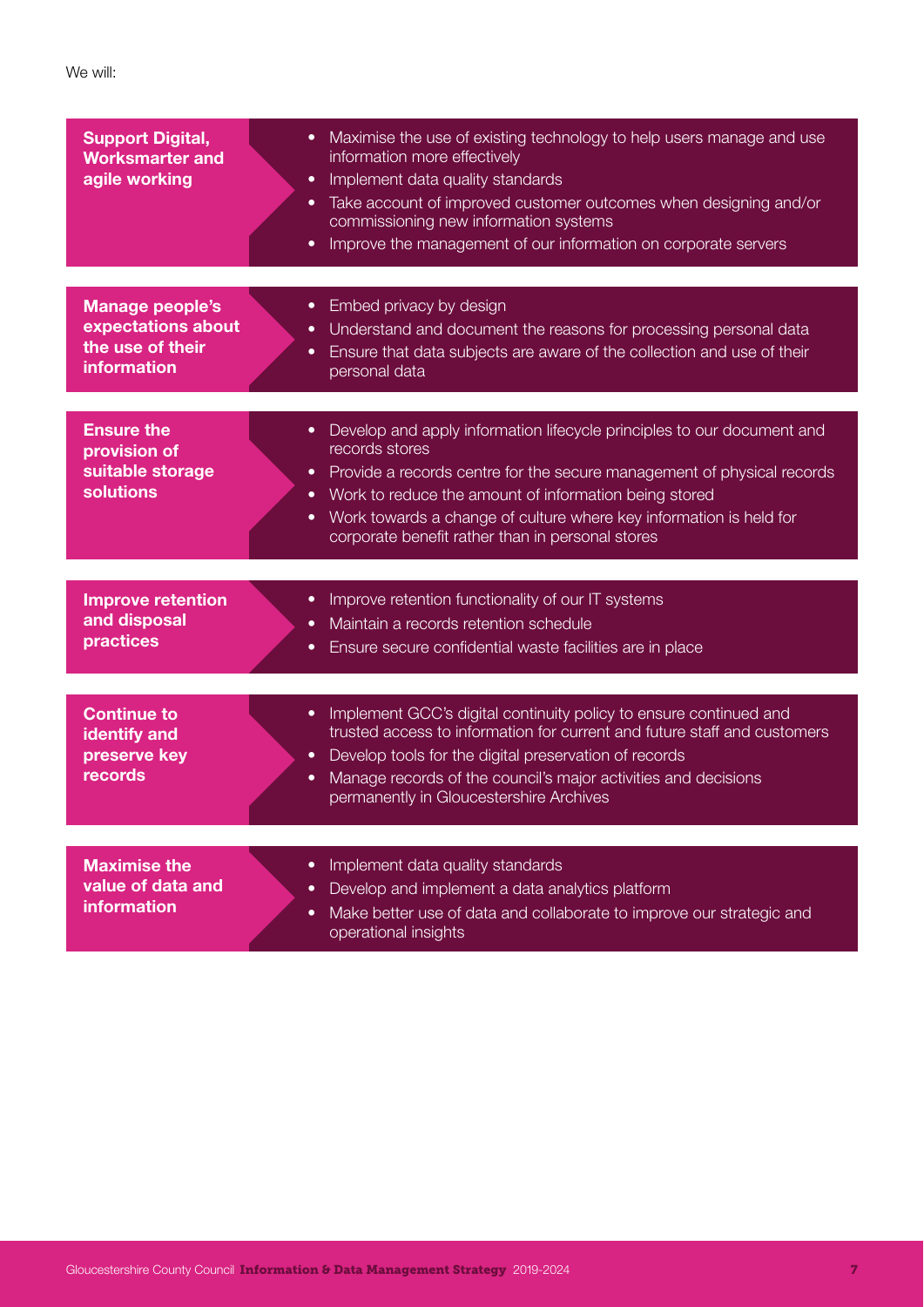We will:

**Support Digital, Worksmarter and agile working**

- Maximise the use of existing technology to help users manage and use information more effectively
- Implement data quality standards
- Take account of improved customer outcomes when designing and/or commissioning new information systems
- Improve the management of our information on corporate servers

**Manage people's expectations about the use of their information**

- Embed privacy by design
- Understand and document the reasons for processing personal data
- Ensure that data subjects are aware of the collection and use of their personal data

**Ensure the provision of suitable storage solutions**

- Develop and apply information lifecycle principles to our document and records stores
- Provide a records centre for the secure management of physical records
- Work to reduce the amount of information being stored
- Work towards a change of culture where key information is held for corporate benefit rather than in personal stores

**Improve retention and disposal practices**

- Improve retention functionality of our IT systems
- Maintain a records retention schedule
- Ensure secure confidential waste facilities are in place

**Continue to identify and preserve key records**

- Implement GCC's digital continuity policy to ensure continued and trusted access to information for current and future staff and customers
- Develop tools for the digital preservation of records
- Manage records of the council's major activities and decisions permanently in Gloucestershire Archives

**Maximise the value of data and information**

- Implement data quality standards
- Develop and implement a data analytics platform
- Make better use of data and collaborate to improve our strategic and operational insights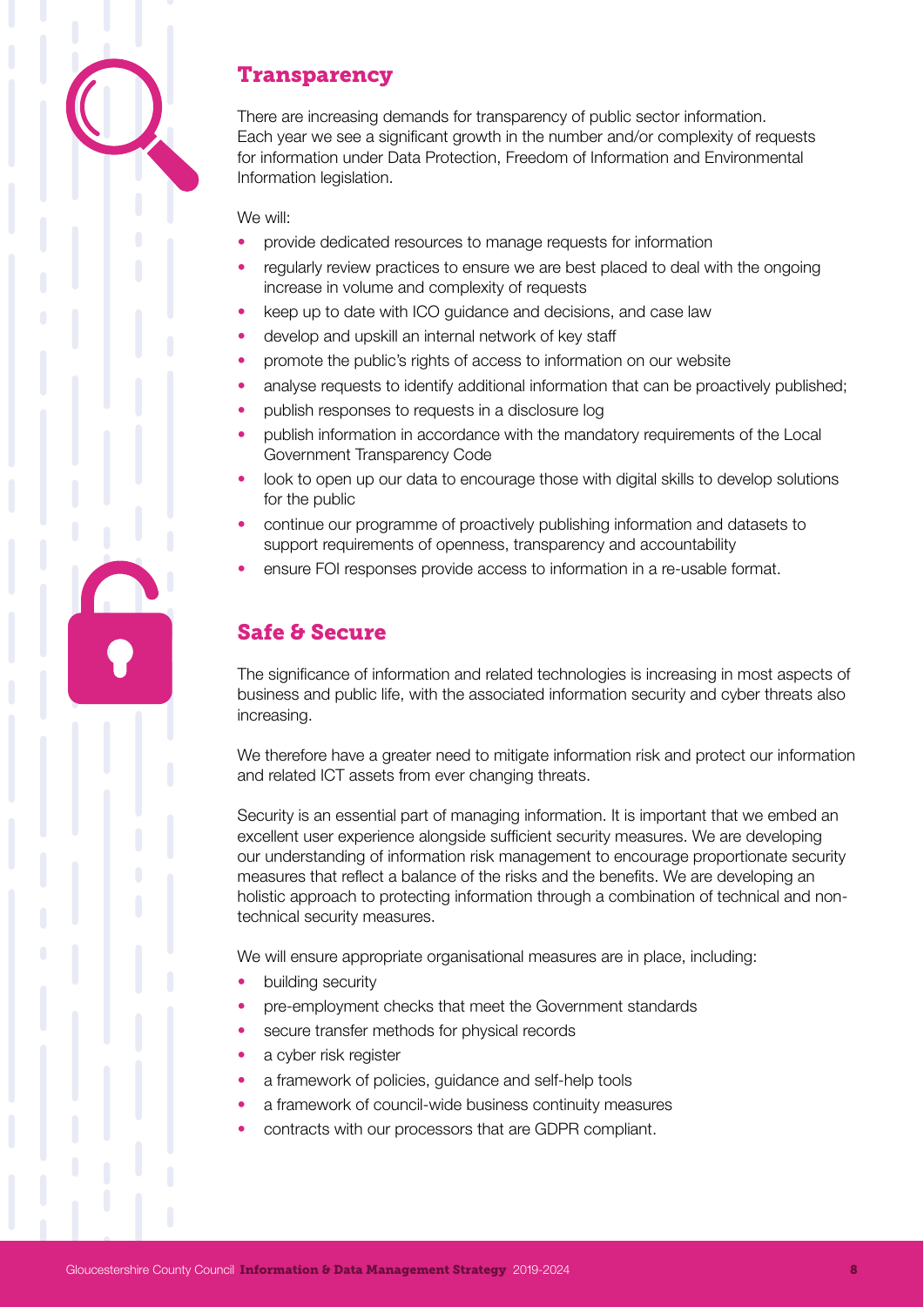## Transparency

There are increasing demands for transparency of public sector information. Each year we see a significant growth in the number and/or complexity of requests for information under Data Protection, Freedom of Information and Environmental Information legislation.

We will:

- provide dedicated resources to manage requests for information
- regularly review practices to ensure we are best placed to deal with the ongoing increase in volume and complexity of requests
- keep up to date with ICO guidance and decisions, and case law
- develop and upskill an internal network of key staff
- promote the public's rights of access to information on our website
- analyse requests to identify additional information that can be proactively published;
- publish responses to requests in a disclosure log
- publish information in accordance with the mandatory requirements of the Local Government Transparency Code
- look to open up our data to encourage those with digital skills to develop solutions for the public
- continue our programme of proactively publishing information and datasets to support requirements of openness, transparency and accountability
- ensure FOI responses provide access to information in a re-usable format.

## Safe & Secure

The significance of information and related technologies is increasing in most aspects of business and public life, with the associated information security and cyber threats also increasing.

We therefore have a greater need to mitigate information risk and protect our information and related ICT assets from ever changing threats.

Security is an essential part of managing information. It is important that we embed an excellent user experience alongside sufficient security measures. We are developing our understanding of information risk management to encourage proportionate security measures that reflect a balance of the risks and the benefits. We are developing an holistic approach to protecting information through a combination of technical and non-technical security measures.

We will ensure appropriate organisational measures are in place, including:

- building security
- pre-employment checks that meet the Government standards
- secure transfer methods for physical records
- a cyber risk register
- a framework of policies, guidance and self-help tools
- a framework of council-wide business continuity measures
- contracts with our processors that are GDPR compliant.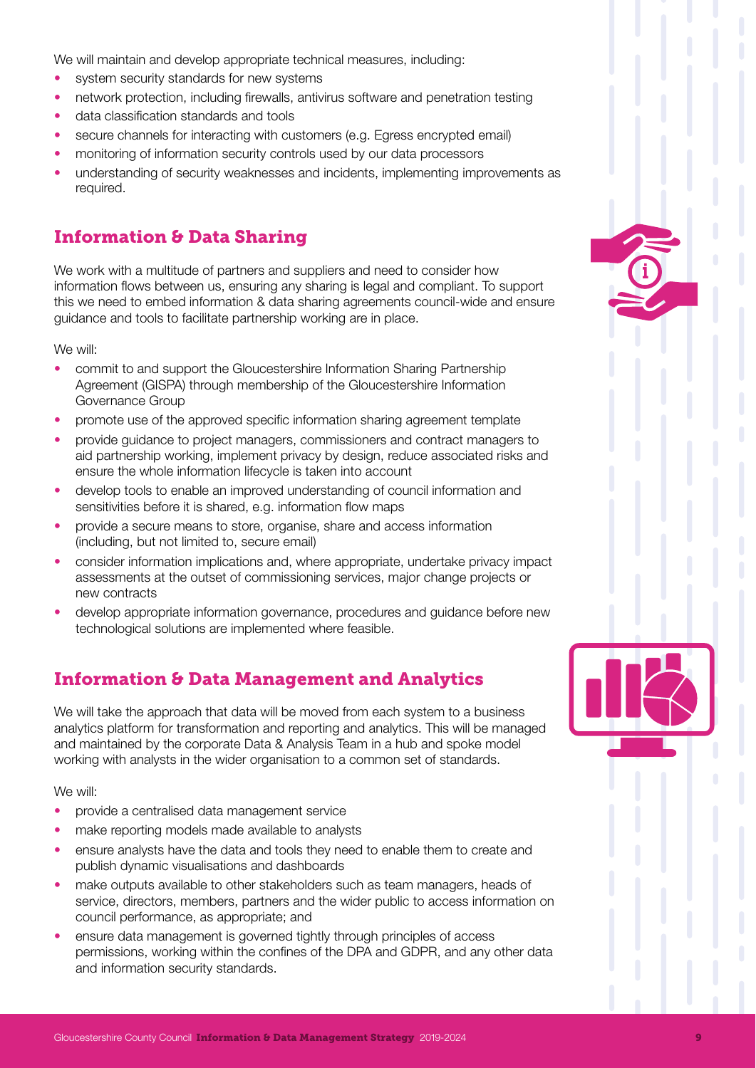We will maintain and develop appropriate technical measures, including:

- system security standards for new systems
- network protection, including firewalls, antivirus software and penetration testing
- data classification standards and tools
- secure channels for interacting with customers (e.g. Egress encrypted email)
- monitoring of information security controls used by our data processors
- understanding of security weaknesses and incidents, implementing improvements as required.

## Information & Data Sharing

We work with a multitude of partners and suppliers and need to consider how information flows between us, ensuring any sharing is legal and compliant. To support this we need to embed information & data sharing agreements council-wide and ensure guidance and tools to facilitate partnership working are in place.

We will:

- commit to and support the Gloucestershire Information Sharing Partnership Agreement (GISPA) through membership of the Gloucestershire Information Governance Group
- promote use of the approved specific information sharing agreement template
- provide guidance to project managers, commissioners and contract managers to aid partnership working, implement privacy by design, reduce associated risks and ensure the whole information lifecycle is taken into account
- develop tools to enable an improved understanding of council information and sensitivities before it is shared, e.g. information flow maps
- provide a secure means to store, organise, share and access information (including, but not limited to, secure email)
- consider information implications and, where appropriate, undertake privacy impact assessments at the outset of commissioning services, major change projects or new contracts
- develop appropriate information governance, procedures and guidance before new technological solutions are implemented where feasible.

## Information & Data Management and Analytics

We will take the approach that data will be moved from each system to a business analytics platform for transformation and reporting and analytics. This will be managed and maintained by the corporate Data & Analysis Team in a hub and spoke model working with analysts in the wider organisation to a common set of standards.

We will:

- provide a centralised data management service
- make reporting models made available to analysts
- ensure analysts have the data and tools they need to enable them to create and publish dynamic visualisations and dashboards
- make outputs available to other stakeholders such as team managers, heads of service, directors, members, partners and the wider public to access information on council performance, as appropriate; and
- ensure data management is governed tightly through principles of access permissions, working within the confines of the DPA and GDPR, and any other data and information security standards.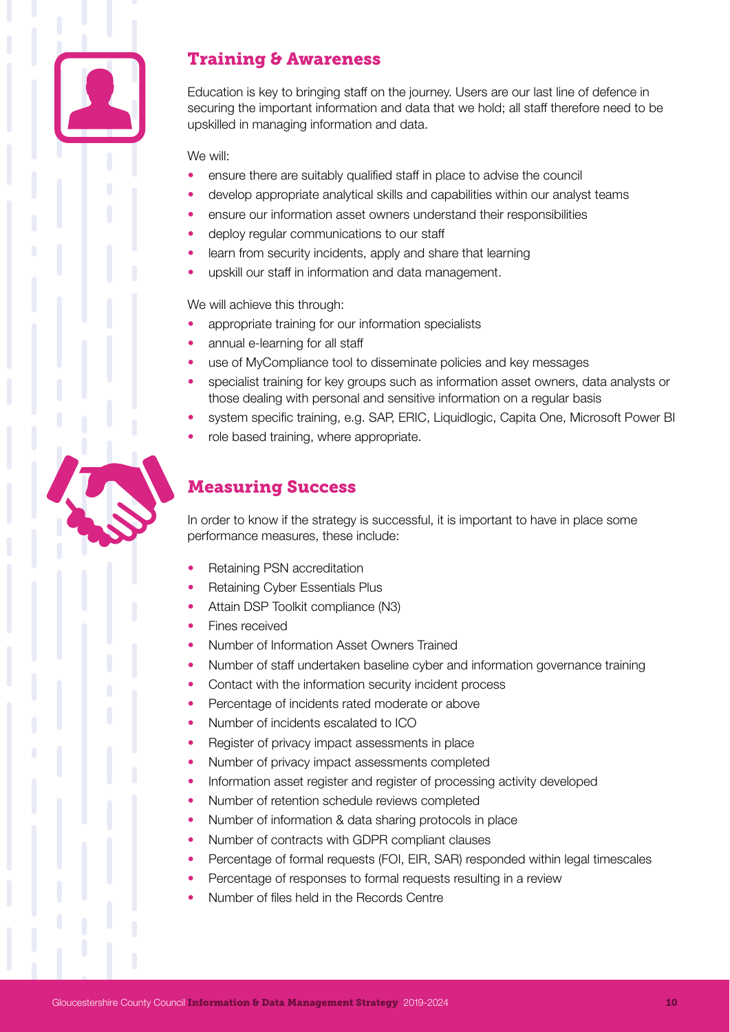## Training & Awareness

Education is key to bringing staff on the journey. Users are our last line of defence in securing the important information and data that we hold; all staff therefore need to be upskilled in managing information and data.

We will:

- ensure there are suitably qualified staff in place to advise the council
- develop appropriate analytical skills and capabilities within our analyst teams
- ensure our information asset owners understand their responsibilities
- deploy regular communications to our staff
- learn from security incidents, apply and share that learning
- upskill our staff in information and data management.

We will achieve this through:

- appropriate training for our information specialists
- annual e-learning for all staff
- use of MyCompliance tool to disseminate policies and key messages
- specialist training for key groups such as information asset owners, data analysts or those dealing with personal and sensitive information on a regular basis
- system specific training, e.g. SAP, ERIC, Liquidlogic, Capita One, Microsoft Power BI
- role based training, where appropriate.

## Measuring Success

In order to know if the strategy is successful, it is important to have in place some performance measures, these include:

- Retaining PSN accreditation
- Retaining Cyber Essentials Plus
- Attain DSP Toolkit compliance (N3)
- Fines received
- Number of Information Asset Owners Trained
- Number of staff undertaken baseline cyber and information governance training
- Contact with the information security incident process
- Percentage of incidents rated moderate or above
- Number of incidents escalated to ICO
- Register of privacy impact assessments in place
- Number of privacy impact assessments completed
- Information asset register and register of processing activity developed
- Number of retention schedule reviews completed
- Number of information & data sharing protocols in place
- Number of contracts with GDPR compliant clauses
- Percentage of formal requests (FOI, EIR, SAR) responded within legal timescales
- Percentage of responses to formal requests resulting in a review
- Number of files held in the Records Centre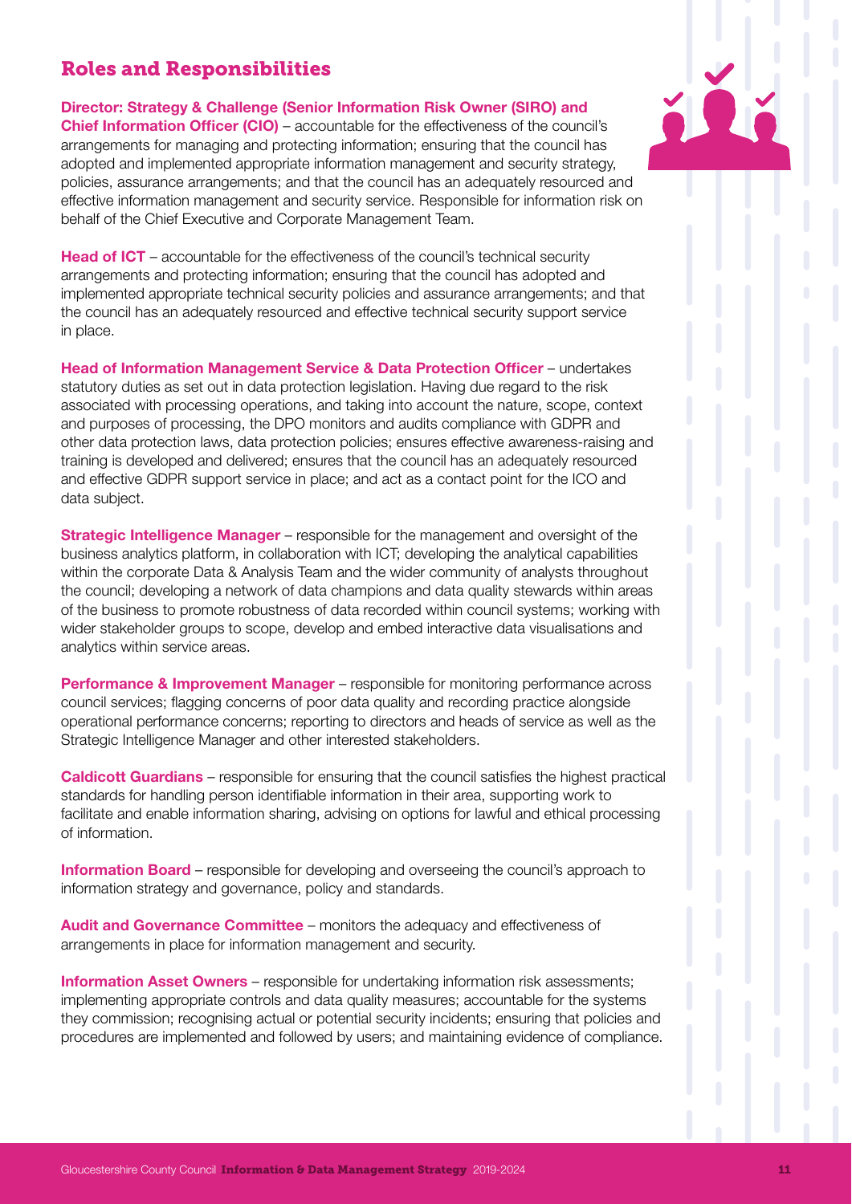## Roles and Responsibilities

**Director: Strategy & Challenge (Senior Information Risk Owner (SIRO) and Chief Information Officer (CIO)** – accountable for the effectiveness of the council's arrangements for managing and protecting information; ensuring that the council has adopted and implemented appropriate information management and security strategy, policies, assurance arrangements; and that the council has an adequately resourced and effective information management and security service. Responsible for information risk on behalf of the Chief Executive and Corporate Management Team.

**Head of ICT** – accountable for the effectiveness of the council's technical security arrangements and protecting information; ensuring that the council has adopted and implemented appropriate technical security policies and assurance arrangements; and that the council has an adequately resourced and effective technical security support service in place.

**Head of Information Management Service & Data Protection Officer** – undertakes statutory duties as set out in data protection legislation. Having due regard to the risk associated with processing operations, and taking into account the nature, scope, context and purposes of processing, the DPO monitors and audits compliance with GDPR and other data protection laws, data protection policies; ensures effective awareness-raising and training is developed and delivered; ensures that the council has an adequately resourced and effective GDPR support service in place; and act as a contact point for the ICO and data subject.

**Strategic Intelligence Manager** – responsible for the management and oversight of the business analytics platform, in collaboration with ICT; developing the analytical capabilities within the corporate Data & Analysis Team and the wider community of analysts throughout the council; developing a network of data champions and data quality stewards within areas of the business to promote robustness of data recorded within council systems; working with wider stakeholder groups to scope, develop and embed interactive data visualisations and analytics within service areas.

**Performance & Improvement Manager** – responsible for monitoring performance across council services; flagging concerns of poor data quality and recording practice alongside operational performance concerns; reporting to directors and heads of service as well as the Strategic Intelligence Manager and other interested stakeholders.

**Caldicott Guardians** – responsible for ensuring that the council satisfies the highest practical standards for handling person identifiable information in their area, supporting work to facilitate and enable information sharing, advising on options for lawful and ethical processing of information.

**Information Board** – responsible for developing and overseeing the council's approach to information strategy and governance, policy and standards.

**Audit and Governance Committee** – monitors the adequacy and effectiveness of arrangements in place for information management and security.

**Information Asset Owners** – responsible for undertaking information risk assessments; implementing appropriate controls and data quality measures; accountable for the systems they commission; recognising actual or potential security incidents; ensuring that policies and procedures are implemented and followed by users; and maintaining evidence of compliance.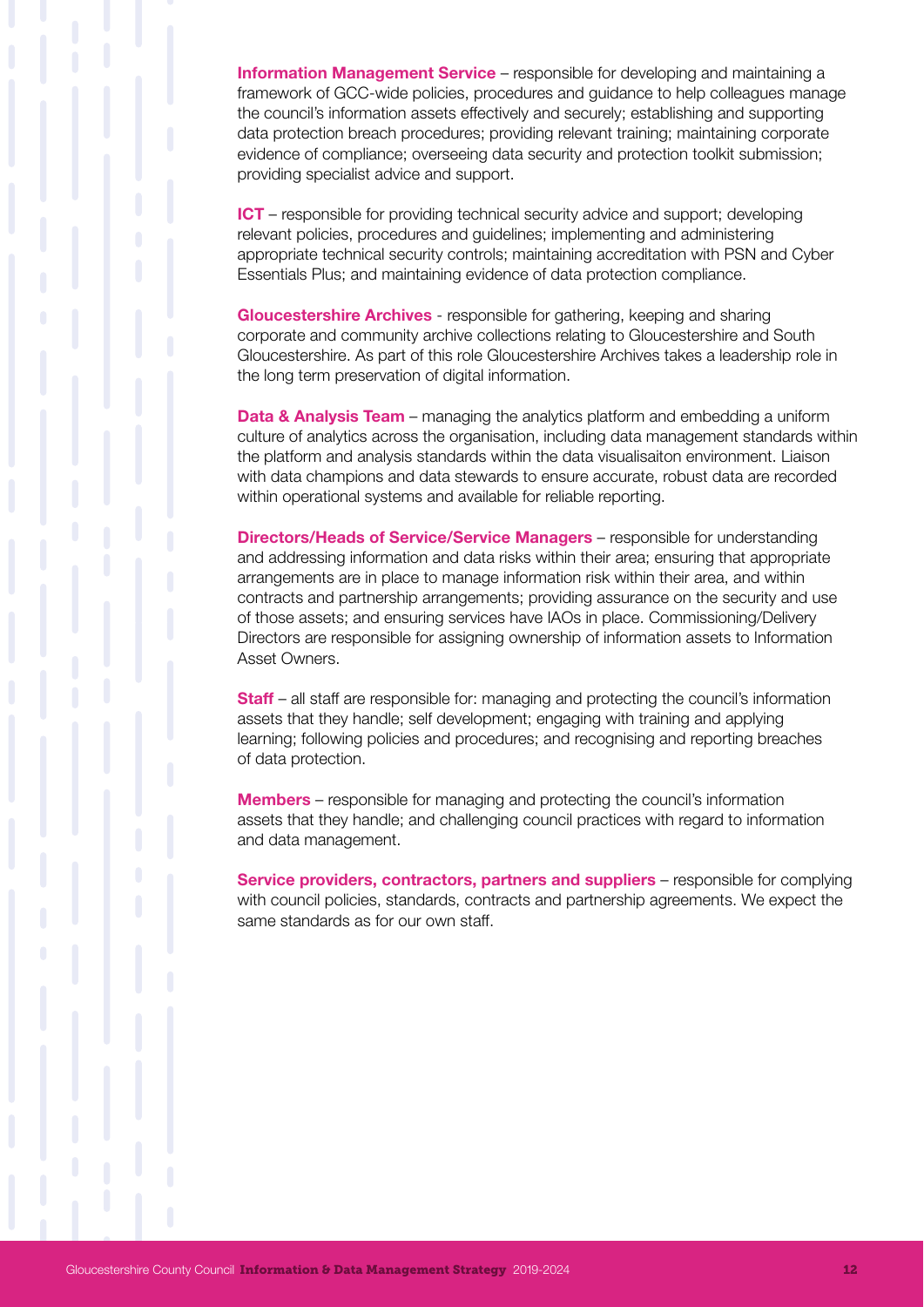**Information Management Service** – responsible for developing and maintaining a framework of GCC-wide policies, procedures and guidance to help colleagues manage the council's information assets effectively and securely; establishing and supporting data protection breach procedures; providing relevant training; maintaining corporate evidence of compliance; overseeing data security and protection toolkit submission; providing specialist advice and support.

**ICT** – responsible for providing technical security advice and support; developing relevant policies, procedures and guidelines; implementing and administering appropriate technical security controls; maintaining accreditation with PSN and Cyber Essentials Plus; and maintaining evidence of data protection compliance.

**Gloucestershire Archives** - responsible for gathering, keeping and sharing corporate and community archive collections relating to Gloucestershire and South Gloucestershire. As part of this role Gloucestershire Archives takes a leadership role in the long term preservation of digital information.

**Data & Analysis Team** – managing the analytics platform and embedding a uniform culture of analytics across the organisation, including data management standards within the platform and analysis standards within the data visualisaiton environment. Liaison with data champions and data stewards to ensure accurate, robust data are recorded within operational systems and available for reliable reporting.

**Directors/Heads of Service/Service Managers** – responsible for understanding and addressing information and data risks within their area; ensuring that appropriate arrangements are in place to manage information risk within their area, and within contracts and partnership arrangements; providing assurance on the security and use of those assets; and ensuring services have IAOs in place. Commissioning/Delivery Directors are responsible for assigning ownership of information assets to Information Asset Owners.

**Staff** – all staff are responsible for: managing and protecting the council's information assets that they handle; self development; engaging with training and applying learning; following policies and procedures; and recognising and reporting breaches of data protection.

**Members** – responsible for managing and protecting the council's information assets that they handle; and challenging council practices with regard to information and data management.

**Service providers, contractors, partners and suppliers** – responsible for complying with council policies, standards, contracts and partnership agreements. We expect the same standards as for our own staff.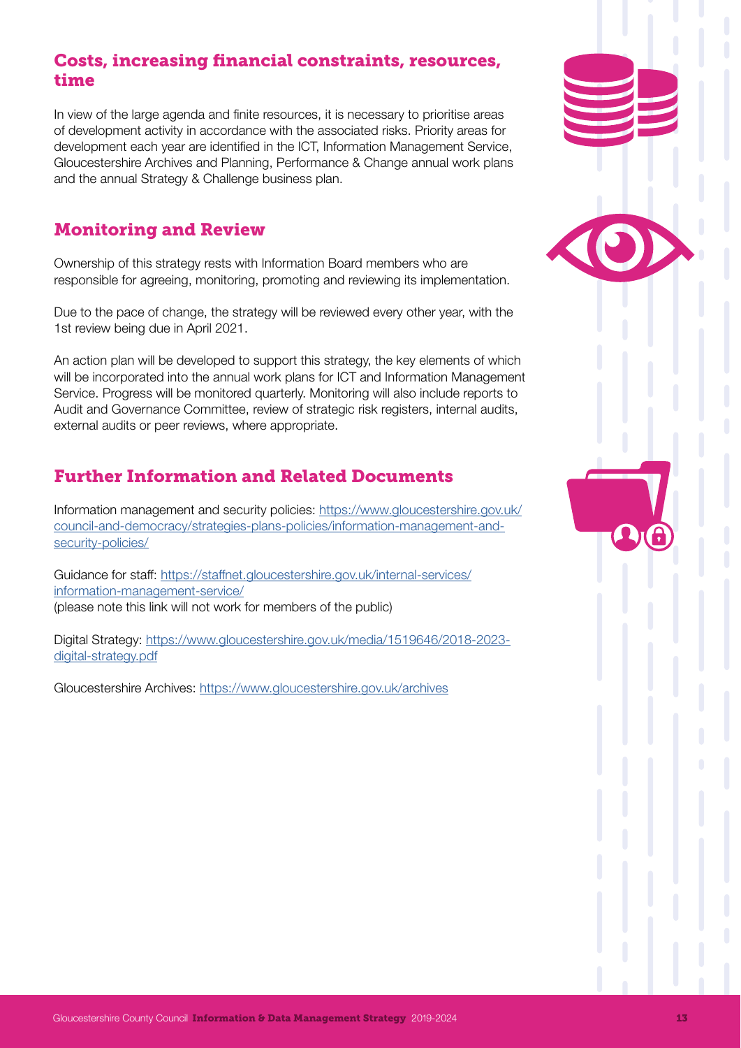## Costs, increasing financial constraints, resources, time

In view of the large agenda and finite resources, it is necessary to prioritise areas of development activity in accordance with the associated risks. Priority areas for development each year are identified in the ICT, Information Management Service, Gloucestershire Archives and Planning, Performance & Change annual work plans and the annual Strategy & Challenge business plan.

## Monitoring and Review

Ownership of this strategy rests with Information Board members who are responsible for agreeing, monitoring, promoting and reviewing its implementation.

Due to the pace of change, the strategy will be reviewed every other year, with the 1st review being due in April 2021.

An action plan will be developed to support this strategy, the key elements of which will be incorporated into the annual work plans for ICT and Information Management Service. Progress will be monitored quarterly. Monitoring will also include reports to Audit and Governance Committee, review of strategic risk registers, internal audits, external audits or peer reviews, where appropriate.

## Further Information and Related Documents

Information management and security policies: https://www.gloucestershire.gov.uk/council-and-democracy/strategies-plans-policies/information-management-and-security-policies/

Guidance for staff: https://staffnet.gloucestershire.gov.uk/internal-services/information-management-service/
(please note this link will not work for members of the public)

Digital Strategy: https://www.gloucestershire.gov.uk/media/1519646/2018-2023-digital-strategy.pdf

Gloucestershire Archives: https://www.gloucestershire.gov.uk/archives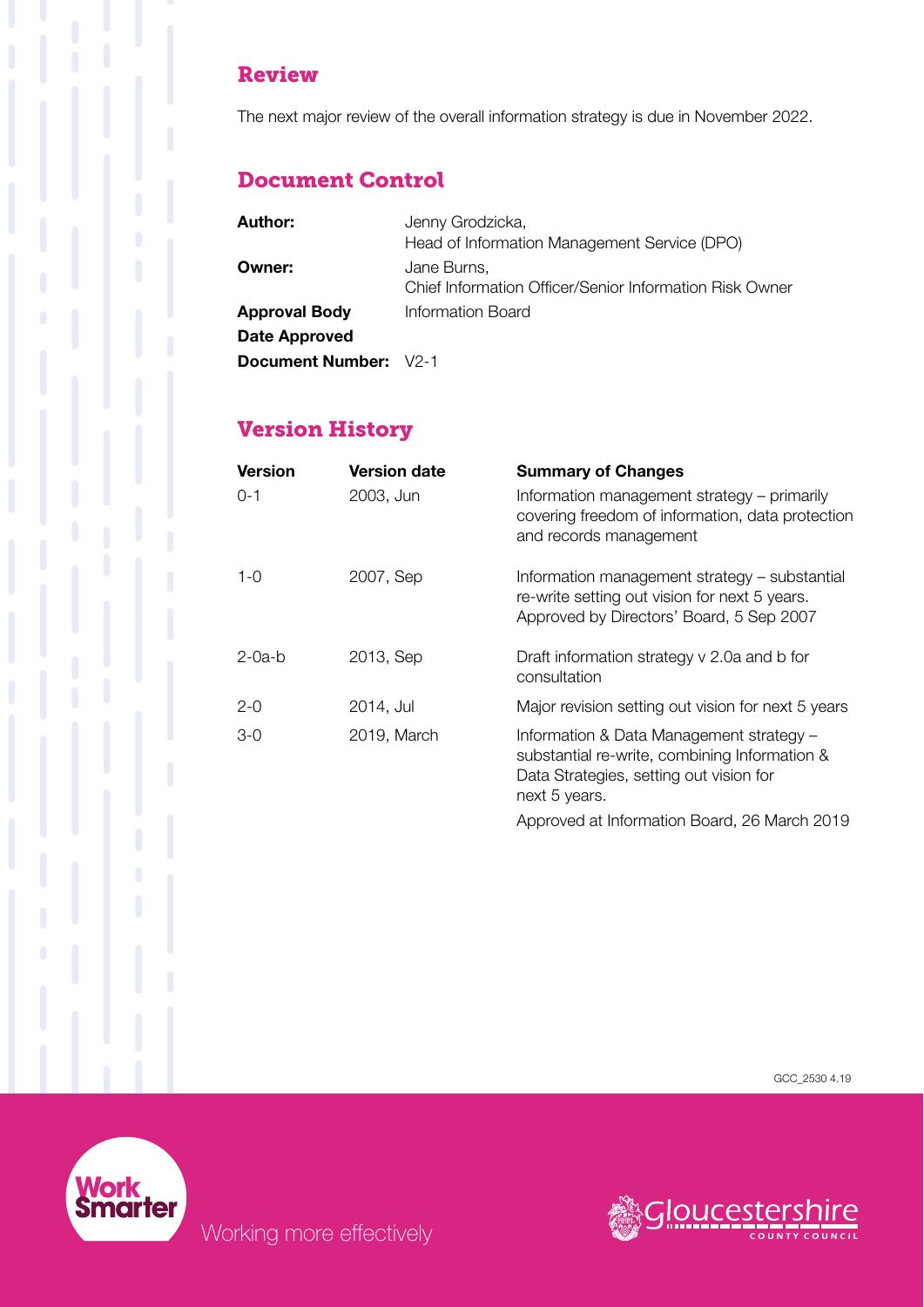## Review

The next major review of the overall information strategy is due in November 2022.

## Document Control

| | |
|---|---|
| **Author:** | Jenny Grodzicka, Head of Information Management Service (DPO) |
| **Owner:** | Jane Burns, Chief Information Officer/Senior Information Risk Owner |
| **Approval Body** | Information Board |
| **Date Approved** | |
| **Document Number:** | V2-1 |

## Version History

| Version | Version date | Summary of Changes |
|---|---|---|
| 0-1 | 2003, Jun | Information management strategy – primarily covering freedom of information, data protection and records management |
| 1-0 | 2007, Sep | Information management strategy – substantial re-write setting out vision for next 5 years. Approved by Directors' Board, 5 Sep 2007 |
| 2-0a-b | 2013, Sep | Draft information strategy v 2.0a and b for consultation |
| 2-0 | 2014, Jul | Major revision setting out vision for next 5 years |
| 3-0 | 2019, March | Information & Data Management strategy – substantial re-write, combining Information & Data Strategies, setting out vision for next 5 years. Approved at Information Board, 26 March 2019 |

GCC_2530 4.19

Work Smarter

Working more effectively

Gloucestershire County Council